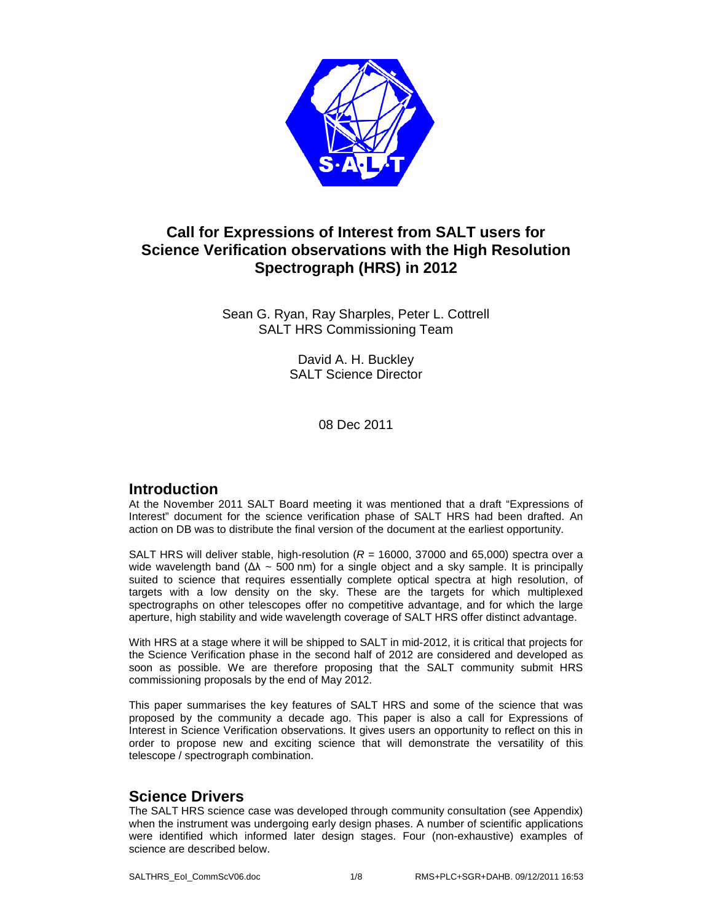# Call for Expressions of Interest from SALT users for Science Verification observations with the High Resolution Spectrograph (HRS) in 2012

Sean G. Ryan, Ray Sharples, Peter L. Cottrell
SALT HRS Commissioning Team

David A. H. Buckley
SALT Science Director

08 Dec 2011

## Introduction

At the November 2011 SALT Board meeting it was mentioned that a draft "Expressions of Interest" document for the science verification phase of SALT HRS had been drafted. An action on DB was to distribute the final version of the document at the earliest opportunity.

SALT HRS will deliver stable, high-resolution ($R$ = 16000, 37000 and 65,000) spectra over a wide wavelength band ($\Delta\lambda$ ~ 500 nm) for a single object and a sky sample. It is principally suited to science that requires essentially complete optical spectra at high resolution, of targets with a low density on the sky. These are the targets for which multiplexed spectrographs on other telescopes offer no competitive advantage, and for which the large aperture, high stability and wide wavelength coverage of SALT HRS offer distinct advantage.

With HRS at a stage where it will be shipped to SALT in mid-2012, it is critical that projects for the Science Verification phase in the second half of 2012 are considered and developed as soon as possible. We are therefore proposing that the SALT community submit HRS commissioning proposals by the end of May 2012.

This paper summarises the key features of SALT HRS and some of the science that was proposed by the community a decade ago. This paper is also a call for Expressions of Interest in Science Verification observations. It gives users an opportunity to reflect on this in order to propose new and exciting science that will demonstrate the versatility of this telescope / spectrograph combination.

## Science Drivers

The SALT HRS science case was developed through community consultation (see Appendix) when the instrument was undergoing early design phases. A number of scientific applications were identified which informed later design stages. Four (non-exhaustive) examples of science are described below.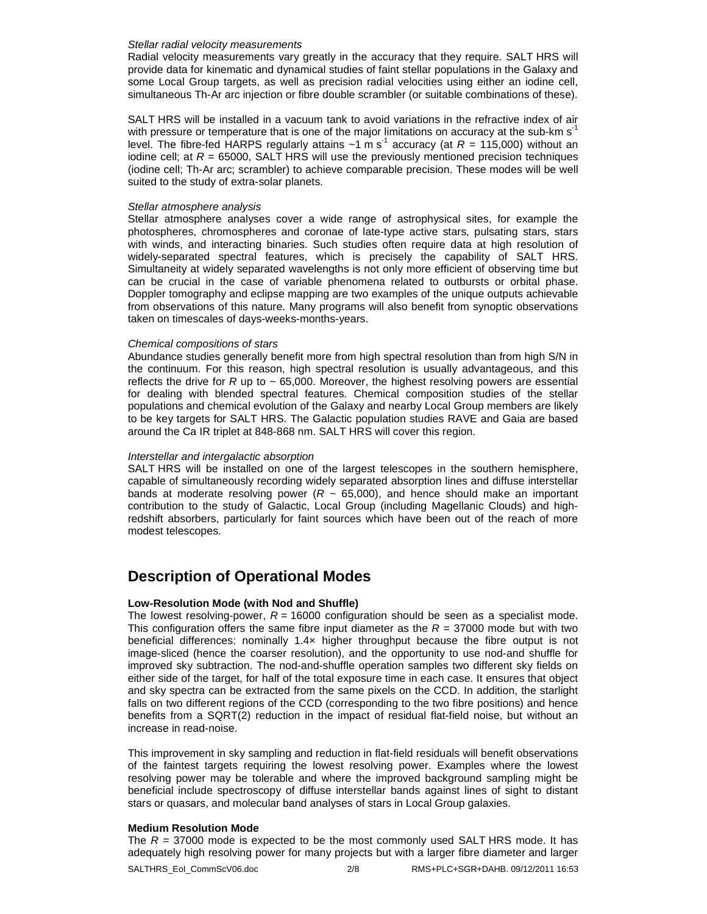*Stellar radial velocity measurements*

Radial velocity measurements vary greatly in the accuracy that they require. SALT HRS will provide data for kinematic and dynamical studies of faint stellar populations in the Galaxy and some Local Group targets, as well as precision radial velocities using either an iodine cell, simultaneous Th-Ar arc injection or fibre double scrambler (or suitable combinations of these).

SALT HRS will be installed in a vacuum tank to avoid variations in the refractive index of air with pressure or temperature that is one of the major limitations on accuracy at the sub-km $s^{-1}$ level. The fibre-fed HARPS regularly attains ~1 m $s^{-1}$ accuracy (at $R$ = 115,000) without an iodine cell; at $R$ = 65000, SALT HRS will use the previously mentioned precision techniques (iodine cell; Th-Ar arc; scrambler) to achieve comparable precision. These modes will be well suited to the study of extra-solar planets.

*Stellar atmosphere analysis*

Stellar atmosphere analyses cover a wide range of astrophysical sites, for example the photospheres, chromospheres and coronae of late-type active stars, pulsating stars, stars with winds, and interacting binaries. Such studies often require data at high resolution of widely-separated spectral features, which is precisely the capability of SALT HRS. Simultaneity at widely separated wavelengths is not only more efficient of observing time but can be crucial in the case of variable phenomena related to outbursts or orbital phase. Doppler tomography and eclipse mapping are two examples of the unique outputs achievable from observations of this nature. Many programs will also benefit from synoptic observations taken on timescales of days-weeks-months-years.

*Chemical compositions of stars*

Abundance studies generally benefit more from high spectral resolution than from high S/N in the continuum. For this reason, high spectral resolution is usually advantageous, and this reflects the drive for $R$ up to ~ 65,000. Moreover, the highest resolving powers are essential for dealing with blended spectral features. Chemical composition studies of the stellar populations and chemical evolution of the Galaxy and nearby Local Group members are likely to be key targets for SALT HRS. The Galactic population studies RAVE and Gaia are based around the Ca IR triplet at 848-868 nm. SALT HRS will cover this region.

*Interstellar and intergalactic absorption*

SALT HRS will be installed on one of the largest telescopes in the southern hemisphere, capable of simultaneously recording widely separated absorption lines and diffuse interstellar bands at moderate resolving power ($R$ ~ 65,000), and hence should make an important contribution to the study of Galactic, Local Group (including Magellanic Clouds) and high-redshift absorbers, particularly for faint sources which have been out of the reach of more modest telescopes.

## Description of Operational Modes

**Low-Resolution Mode (with Nod and Shuffle)**

The lowest resolving-power, $R$ = 16000 configuration should be seen as a specialist mode. This configuration offers the same fibre input diameter as the $R$ = 37000 mode but with two beneficial differences: nominally 1.4× higher throughput because the fibre output is not image-sliced (hence the coarser resolution), and the opportunity to use nod-and shuffle for improved sky subtraction. The nod-and-shuffle operation samples two different sky fields on either side of the target, for half of the total exposure time in each case. It ensures that object and sky spectra can be extracted from the same pixels on the CCD. In addition, the starlight falls on two different regions of the CCD (corresponding to the two fibre positions) and hence benefits from a SQRT(2) reduction in the impact of residual flat-field noise, but without an increase in read-noise.

This improvement in sky sampling and reduction in flat-field residuals will benefit observations of the faintest targets requiring the lowest resolving power. Examples where the lowest resolving power may be tolerable and where the improved background sampling might be beneficial include spectroscopy of diffuse interstellar bands against lines of sight to distant stars or quasars, and molecular band analyses of stars in Local Group galaxies.

**Medium Resolution Mode**

The $R$ = 37000 mode is expected to be the most commonly used SALT HRS mode. It has adequately high resolving power for many projects but with a larger fibre diameter and larger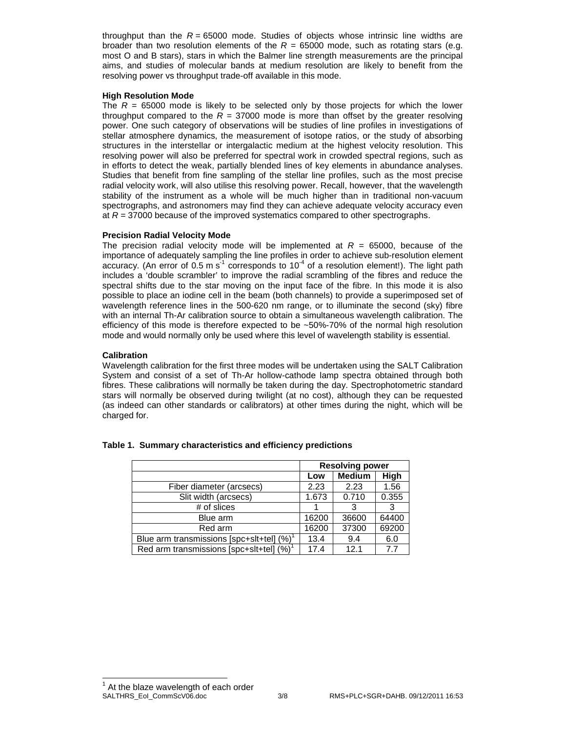throughput than the $R = 65000$ mode. Studies of objects whose intrinsic line widths are broader than two resolution elements of the $R = 65000$ mode, such as rotating stars (e.g. most O and B stars), stars in which the Balmer line strength measurements are the principal aims, and studies of molecular bands at medium resolution are likely to benefit from the resolving power vs throughput trade-off available in this mode.

**High Resolution Mode**

The $R = 65000$ mode is likely to be selected only by those projects for which the lower throughput compared to the $R = 37000$ mode is more than offset by the greater resolving power. One such category of observations will be studies of line profiles in investigations of stellar atmosphere dynamics, the measurement of isotope ratios, or the study of absorbing structures in the interstellar or intergalactic medium at the highest velocity resolution. This resolving power will also be preferred for spectral work in crowded spectral regions, such as in efforts to detect the weak, partially blended lines of key elements in abundance analyses. Studies that benefit from fine sampling of the stellar line profiles, such as the most precise radial velocity work, will also utilise this resolving power. Recall, however, that the wavelength stability of the instrument as a whole will be much higher than in traditional non-vacuum spectrographs, and astronomers may find they can achieve adequate velocity accuracy even at $R = 37000$ because of the improved systematics compared to other spectrographs.

**Precision Radial Velocity Mode**

The precision radial velocity mode will be implemented at $R = 65000$, because of the importance of adequately sampling the line profiles in order to achieve sub-resolution element accuracy. (An error of 0.5 m s$^{-1}$ corresponds to $10^{-4}$ of a resolution element!). The light path includes a 'double scrambler' to improve the radial scrambling of the fibres and reduce the spectral shifts due to the star moving on the input face of the fibre. In this mode it is also possible to place an iodine cell in the beam (both channels) to provide a superimposed set of wavelength reference lines in the 500-620 nm range, or to illuminate the second (sky) fibre with an internal Th-Ar calibration source to obtain a simultaneous wavelength calibration. The efficiency of this mode is therefore expected to be ~50%-70% of the normal high resolution mode and would normally only be used where this level of wavelength stability is essential.

**Calibration**

Wavelength calibration for the first three modes will be undertaken using the SALT Calibration System and consist of a set of Th-Ar hollow-cathode lamp spectra obtained through both fibres. These calibrations will normally be taken during the day. Spectrophotometric standard stars will normally be observed during twilight (at no cost), although they can be requested (as indeed can other standards or calibrators) at other times during the night, which will be charged for.

**Table 1. Summary characteristics and efficiency predictions**

| | Resolving power | | |
|---|---|---|---|
| | **Low** | **Medium** | **High** |
| Fiber diameter (arcsecs) | 2.23 | 2.23 | 1.56 |
| Slit width (arcsecs) | 1.673 | 0.710 | 0.355 |
| # of slices | 1 | 3 | 3 |
| Blue arm | 16200 | 36600 | 64400 |
| Red arm | 16200 | 37300 | 69200 |
| Blue arm transmissions [spc+slt+tel] (%)[1] | 13.4 | 9.4 | 6.0 |
| Red arm transmissions [spc+slt+tel] (%)[1] | 17.4 | 12.1 | 7.7 |

[1] At the blaze wavelength of each order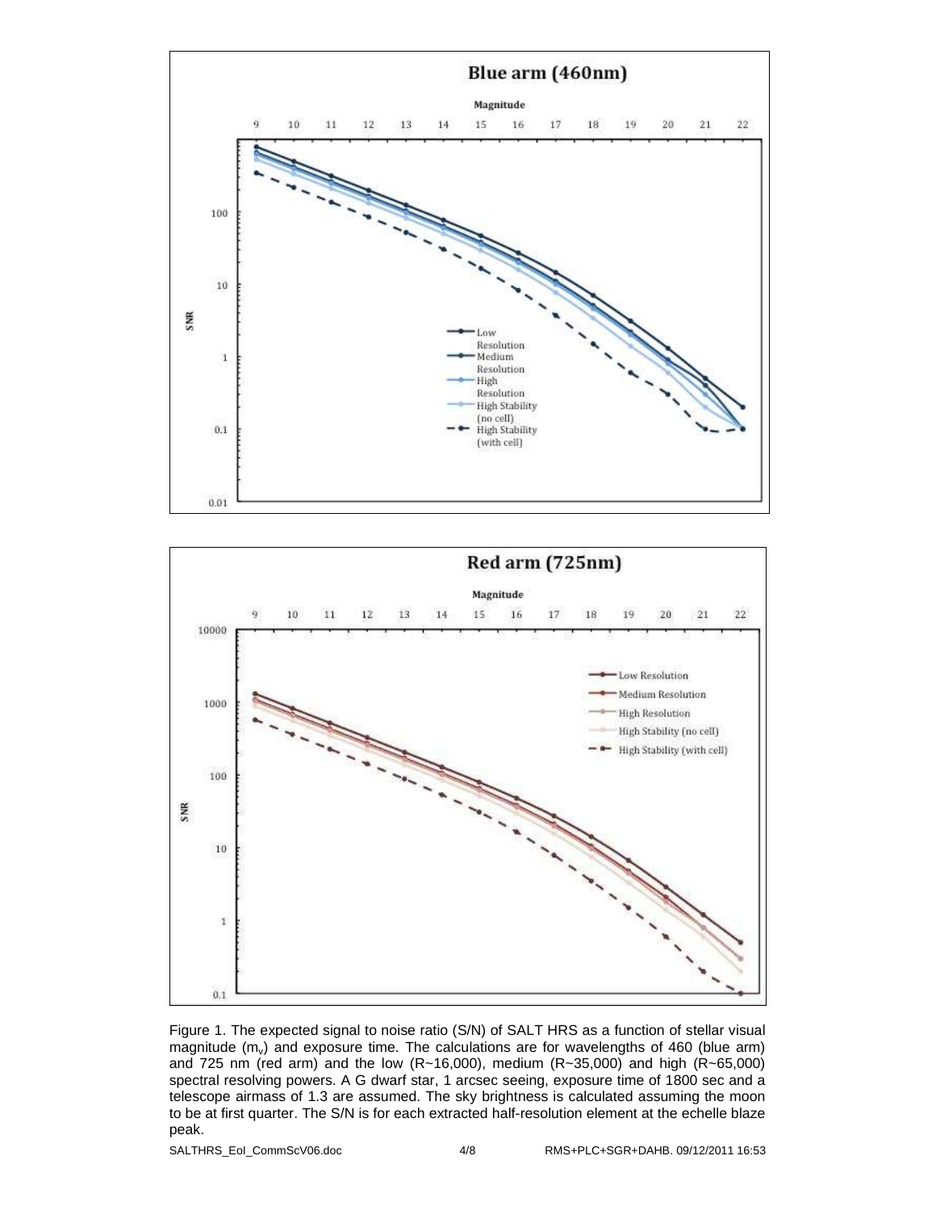Figure 1. The expected signal to noise ratio (S/N) of SALT HRS as a function of stellar visual magnitude ($m_v$) and exposure time. The calculations are for wavelengths of 460 (blue arm) and 725 nm (red arm) and the low (R~16,000), medium (R~35,000) and high (R~65,000) spectral resolving powers. A G dwarf star, 1 arcsec seeing, exposure time of 1800 sec and a telescope airmass of 1.3 are assumed. The sky brightness is calculated assuming the moon to be at first quarter. The S/N is for each extracted half-resolution element at the echelle blaze peak.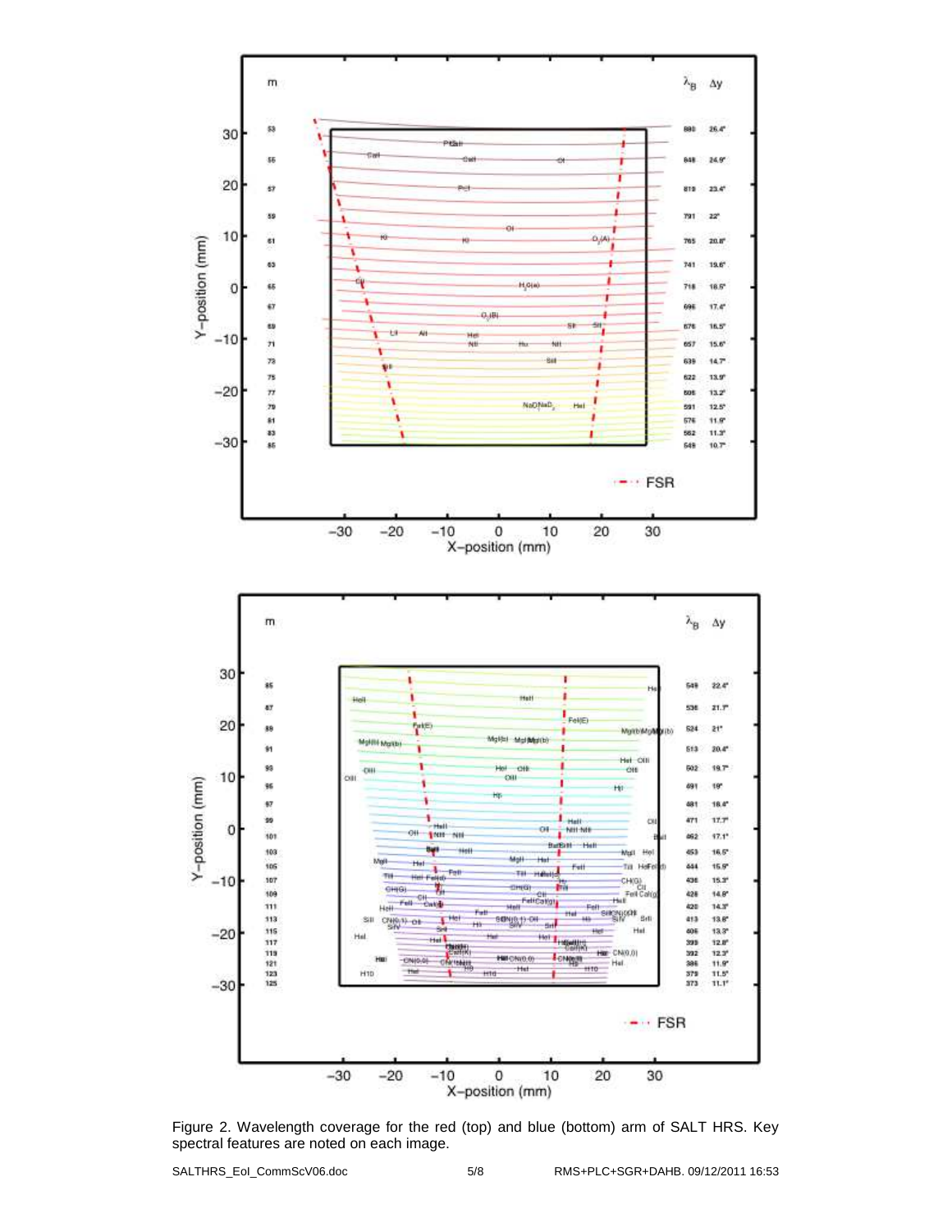Figure 2. Wavelength coverage for the red (top) and blue (bottom) arm of SALT HRS. Key spectral features are noted on each image.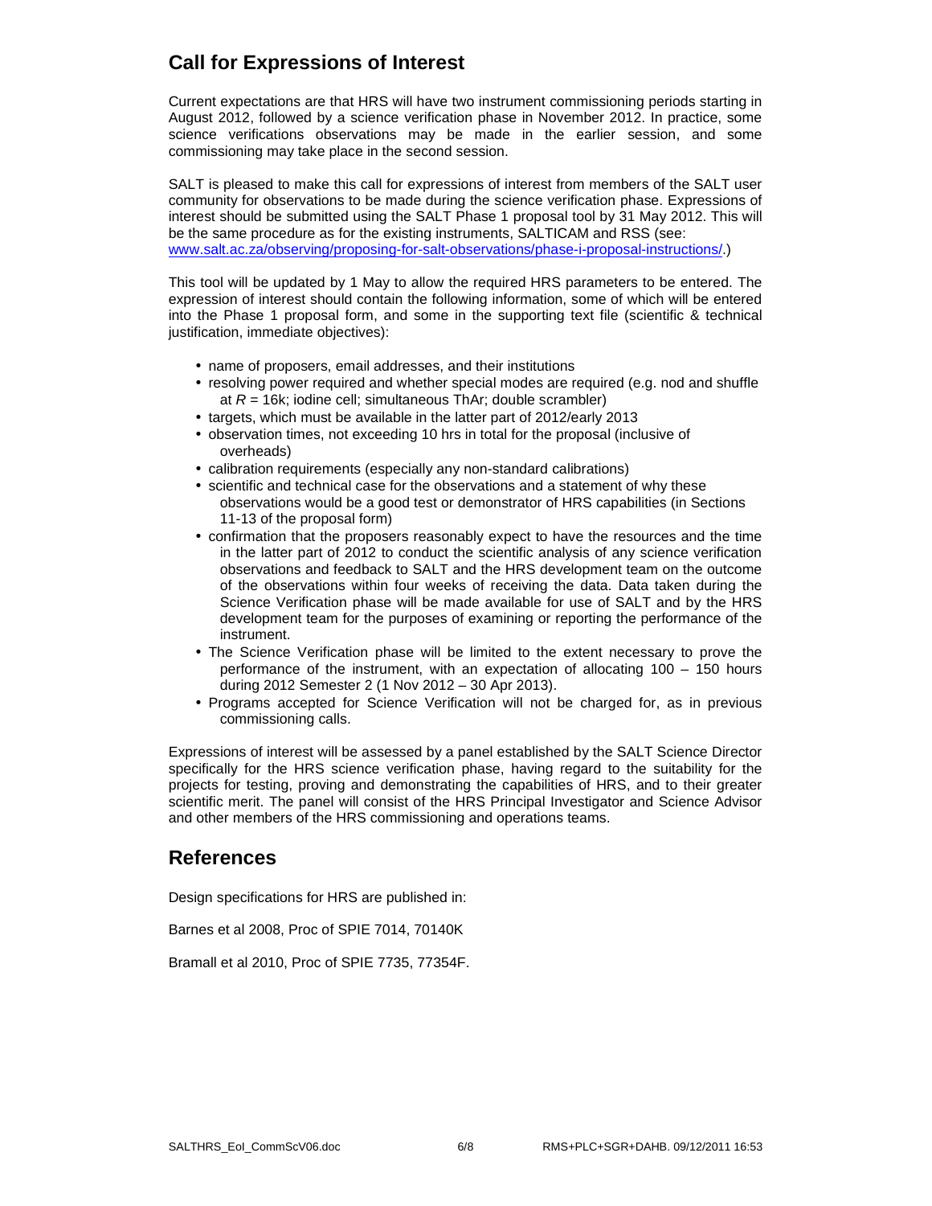## Call for Expressions of Interest

Current expectations are that HRS will have two instrument commissioning periods starting in August 2012, followed by a science verification phase in November 2012. In practice, some science verifications observations may be made in the earlier session, and some commissioning may take place in the second session.

SALT is pleased to make this call for expressions of interest from members of the SALT user community for observations to be made during the science verification phase. Expressions of interest should be submitted using the SALT Phase 1 proposal tool by 31 May 2012. This will be the same procedure as for the existing instruments, SALTICAM and RSS (see: www.salt.ac.za/observing/proposing-for-salt-observations/phase-i-proposal-instructions/.)

This tool will be updated by 1 May to allow the required HRS parameters to be entered. The expression of interest should contain the following information, some of which will be entered into the Phase 1 proposal form, and some in the supporting text file (scientific & technical justification, immediate objectives):

- name of proposers, email addresses, and their institutions
- resolving power required and whether special modes are required (e.g. nod and shuffle at $R$ = 16k; iodine cell; simultaneous ThAr; double scrambler)
- targets, which must be available in the latter part of 2012/early 2013
- observation times, not exceeding 10 hrs in total for the proposal (inclusive of overheads)
- calibration requirements (especially any non-standard calibrations)
- scientific and technical case for the observations and a statement of why these observations would be a good test or demonstrator of HRS capabilities (in Sections 11-13 of the proposal form)
- confirmation that the proposers reasonably expect to have the resources and the time in the latter part of 2012 to conduct the scientific analysis of any science verification observations and feedback to SALT and the HRS development team on the outcome of the observations within four weeks of receiving the data. Data taken during the Science Verification phase will be made available for use of SALT and by the HRS development team for the purposes of examining or reporting the performance of the instrument.
- The Science Verification phase will be limited to the extent necessary to prove the performance of the instrument, with an expectation of allocating 100 – 150 hours during 2012 Semester 2 (1 Nov 2012 – 30 Apr 2013).
- Programs accepted for Science Verification will not be charged for, as in previous commissioning calls.

Expressions of interest will be assessed by a panel established by the SALT Science Director specifically for the HRS science verification phase, having regard to the suitability for the projects for testing, proving and demonstrating the capabilities of HRS, and to their greater scientific merit. The panel will consist of the HRS Principal Investigator and Science Advisor and other members of the HRS commissioning and operations teams.

## References

Design specifications for HRS are published in:

Barnes et al 2008, Proc of SPIE 7014, 70140K

Bramall et al 2010, Proc of SPIE 7735, 77354F.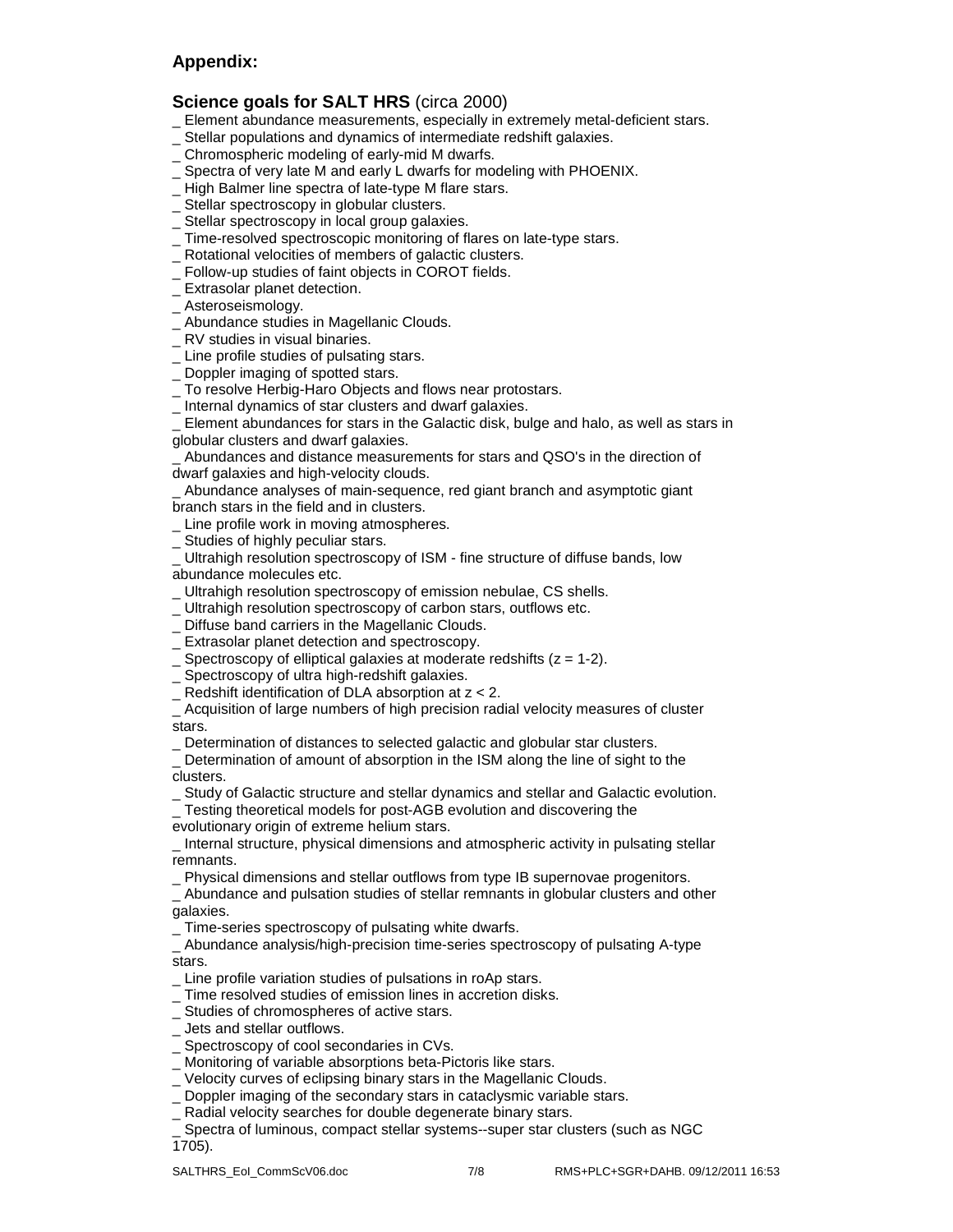## Appendix:

### Science goals for SALT HRS (circa 2000)

_ Element abundance measurements, especially in extremely metal-deficient stars.
_ Stellar populations and dynamics of intermediate redshift galaxies.
_ Chromospheric modeling of early-mid M dwarfs.
_ Spectra of very late M and early L dwarfs for modeling with PHOENIX.
_ High Balmer line spectra of late-type M flare stars.
_ Stellar spectroscopy in globular clusters.
_ Stellar spectroscopy in local group galaxies.
_ Time-resolved spectroscopic monitoring of flares on late-type stars.
_ Rotational velocities of members of galactic clusters.
_ Follow-up studies of faint objects in COROT fields.
_ Extrasolar planet detection.
_ Asteroseismology.
_ Abundance studies in Magellanic Clouds.
_ RV studies in visual binaries.
_ Line profile studies of pulsating stars.
_ Doppler imaging of spotted stars.
_ To resolve Herbig-Haro Objects and flows near protostars.
_ Internal dynamics of star clusters and dwarf galaxies.
_ Element abundances for stars in the Galactic disk, bulge and halo, as well as stars in globular clusters and dwarf galaxies.
_ Abundances and distance measurements for stars and QSO's in the direction of dwarf galaxies and high-velocity clouds.
_ Abundance analyses of main-sequence, red giant branch and asymptotic giant branch stars in the field and in clusters.
_ Line profile work in moving atmospheres.
_ Studies of highly peculiar stars.
_ Ultrahigh resolution spectroscopy of ISM - fine structure of diffuse bands, low abundance molecules etc.
_ Ultrahigh resolution spectroscopy of emission nebulae, CS shells.
_ Ultrahigh resolution spectroscopy of carbon stars, outflows etc.
_ Diffuse band carriers in the Magellanic Clouds.
_ Extrasolar planet detection and spectroscopy.
_ Spectroscopy of elliptical galaxies at moderate redshifts ($z = 1$-$2$).
_ Spectroscopy of ultra high-redshift galaxies.
_ Redshift identification of DLA absorption at $z < 2$.
_ Acquisition of large numbers of high precision radial velocity measures of cluster stars.
_ Determination of distances to selected galactic and globular star clusters.
_ Determination of amount of absorption in the ISM along the line of sight to the clusters.
_ Study of Galactic structure and stellar dynamics and stellar and Galactic evolution.
_ Testing theoretical models for post-AGB evolution and discovering the evolutionary origin of extreme helium stars.
_ Internal structure, physical dimensions and atmospheric activity in pulsating stellar remnants.
_ Physical dimensions and stellar outflows from type IB supernovae progenitors.
_ Abundance and pulsation studies of stellar remnants in globular clusters and other galaxies.
_ Time-series spectroscopy of pulsating white dwarfs.
_ Abundance analysis/high-precision time-series spectroscopy of pulsating A-type stars.
_ Line profile variation studies of pulsations in roAp stars.
_ Time resolved studies of emission lines in accretion disks.
_ Studies of chromospheres of active stars.
_ Jets and stellar outflows.
_ Spectroscopy of cool secondaries in CVs.
_ Monitoring of variable absorptions beta-Pictoris like stars.
_ Velocity curves of eclipsing binary stars in the Magellanic Clouds.
_ Doppler imaging of the secondary stars in cataclysmic variable stars.
_ Radial velocity searches for double degenerate binary stars.
_ Spectra of luminous, compact stellar systems--super star clusters (such as NGC 1705).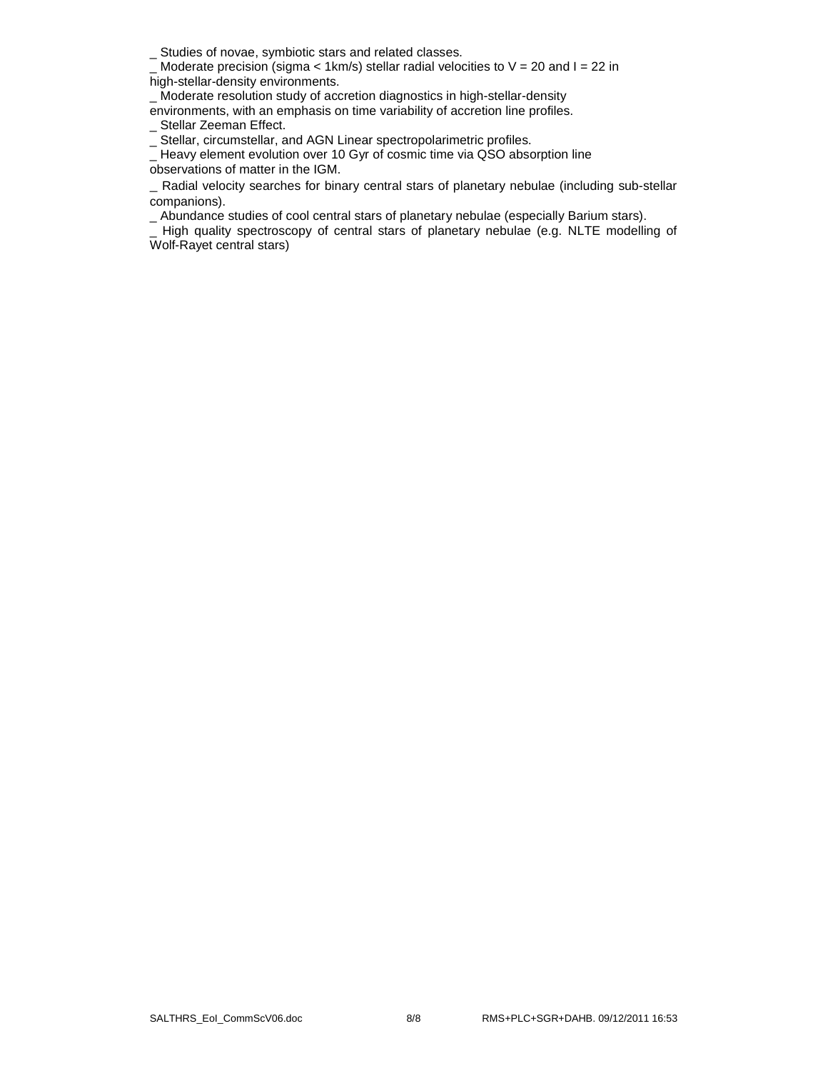_ Studies of novae, symbiotic stars and related classes.

_ Moderate precision (sigma < 1km/s) stellar radial velocities to V = 20 and I = 22 in high-stellar-density environments.

_ Moderate resolution study of accretion diagnostics in high-stellar-density environments, with an emphasis on time variability of accretion line profiles.

_ Stellar Zeeman Effect.

_ Stellar, circumstellar, and AGN Linear spectropolarimetric profiles.

_ Heavy element evolution over 10 Gyr of cosmic time via QSO absorption line observations of matter in the IGM.

_ Radial velocity searches for binary central stars of planetary nebulae (including sub-stellar companions).

_ Abundance studies of cool central stars of planetary nebulae (especially Barium stars).

_ High quality spectroscopy of central stars of planetary nebulae (e.g. NLTE modelling of Wolf-Rayet central stars)